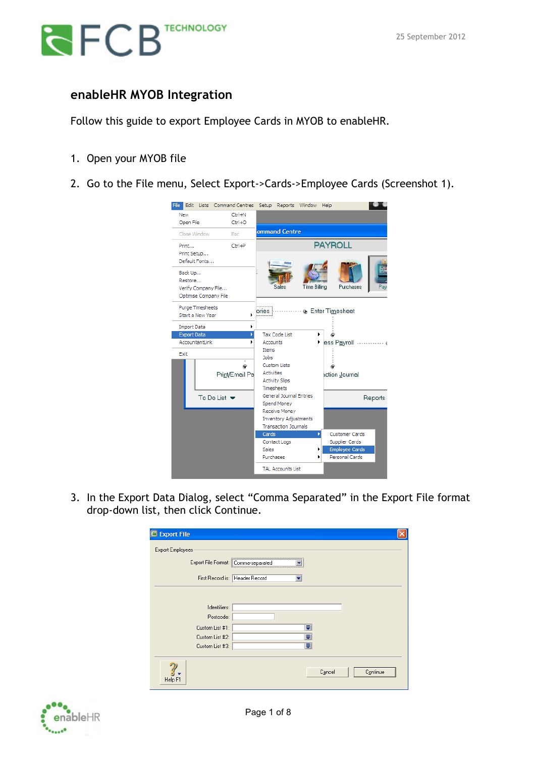25 September 2012

## enableHR MYOB Integration

Follow this guide to export Employee Cards in MYOB to enableHR.

1. Open your MYOB file
2. Go to the File menu, Select Export->Cards->Employee Cards (Screenshot 1).
3. In the Export Data Dialog, select "Comma Separated" in the Export File format drop-down list, then click Continue.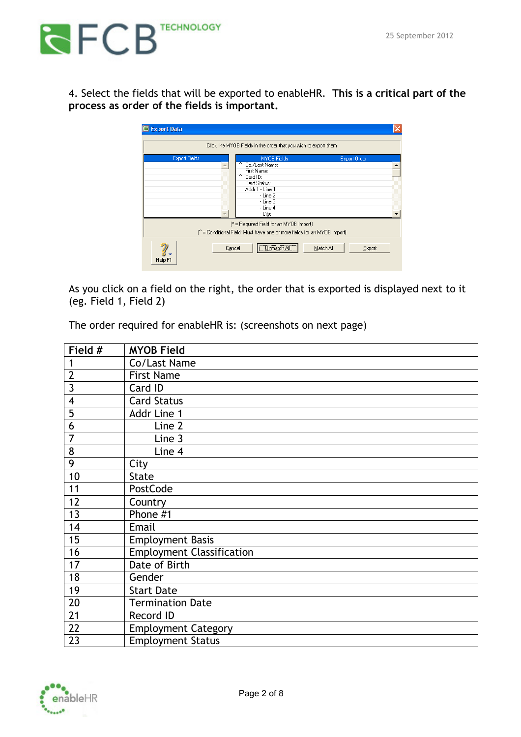4. Select the fields that will be exported to enableHR. **This is a critical part of the process as order of the fields is important.**

As you click on a field on the right, the order that is exported is displayed next to it (eg. Field 1, Field 2)

The order required for enableHR is: (screenshots on next page)

| Field # | MYOB Field |
|---|---|
| 1 | Co/Last Name |
| 2 | First Name |
| 3 | Card ID |
| 4 | Card Status |
| 5 | Addr Line 1 |
| 6 | Line 2 |
| 7 | Line 3 |
| 8 | Line 4 |
| 9 | City |
| 10 | State |
| 11 | PostCode |
| 12 | Country |
| 13 | Phone #1 |
| 14 | Email |
| 15 | Employment Basis |
| 16 | Employment Classification |
| 17 | Date of Birth |
| 18 | Gender |
| 19 | Start Date |
| 20 | Termination Date |
| 21 | Record ID |
| 22 | Employment Category |
| 23 | Employment Status |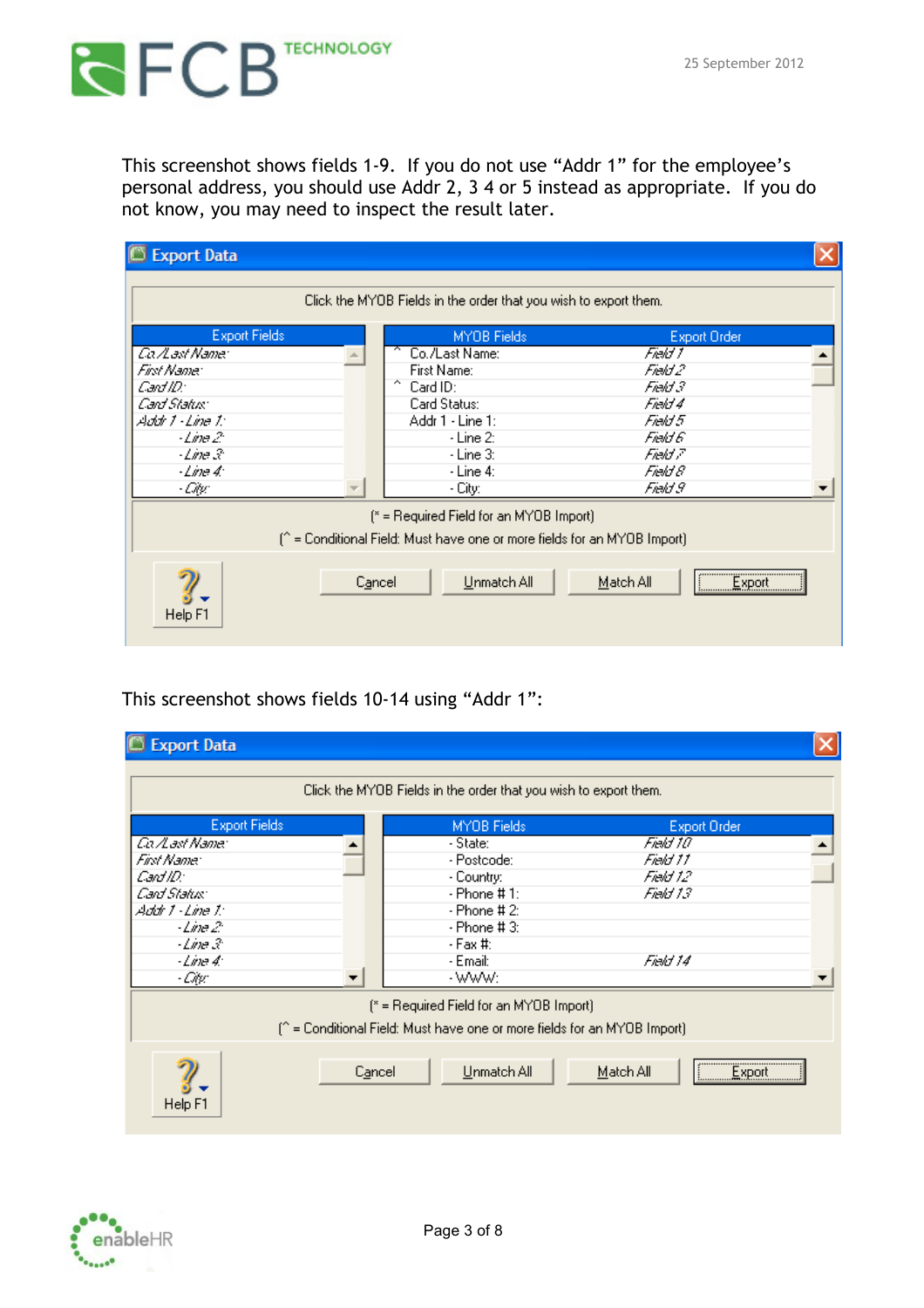This screenshot shows fields 1-9. If you do not use "Addr 1" for the employee's personal address, you should use Addr 2, 3 4 or 5 instead as appropriate. If you do not know, you may need to inspect the result later.

**Export Data**

Click the MYOB Fields in the order that you wish to export them.

| Export Fields |
| --- |
| Co./Last Name: |
| First Name: |
| Card ID: |
| Card Status: |
| Addr 1 - Line 1: |
| - Line 2: |
| - Line 3: |
| - Line 4: |
| - City: |

| MYOB Fields | Export Order |
| --- | --- |
| ^ Co./Last Name: | Field 1 |
| First Name: | Field 2 |
| ^ Card ID: | Field 3 |
| Card Status: | Field 4 |
| Addr 1 - Line 1: | Field 5 |
| - Line 2: | Field 6 |
| - Line 3: | Field 7 |
| - Line 4: | Field 8 |
| - City: | Field 9 |

(* = Required Field for an MYOB Import)

(^ = Conditional Field: Must have one or more fields for an MYOB Import)

Help F1 | Cancel | Unmatch All | Match All | Export

This screenshot shows fields 10-14 using "Addr 1":

**Export Data**

Click the MYOB Fields in the order that you wish to export them.

| Export Fields |
| --- |
| Co./Last Name: |
| First Name: |
| Card ID: |
| Card Status: |
| Addr 1 - Line 1: |
| - Line 2: |
| - Line 3: |
| - Line 4: |
| - City: |

| MYOB Fields | Export Order |
| --- | --- |
| - State: | Field 10 |
| - Postcode: | Field 11 |
| - Country: | Field 12 |
| - Phone # 1: | Field 13 |
| - Phone # 2: | |
| - Phone # 3: | |
| - Fax #: | |
| - Email: | Field 14 |
| - WWW: | |

(* = Required Field for an MYOB Import)

(^ = Conditional Field: Must have one or more fields for an MYOB Import)

Help F1 | Cancel | Unmatch All | Match All | Export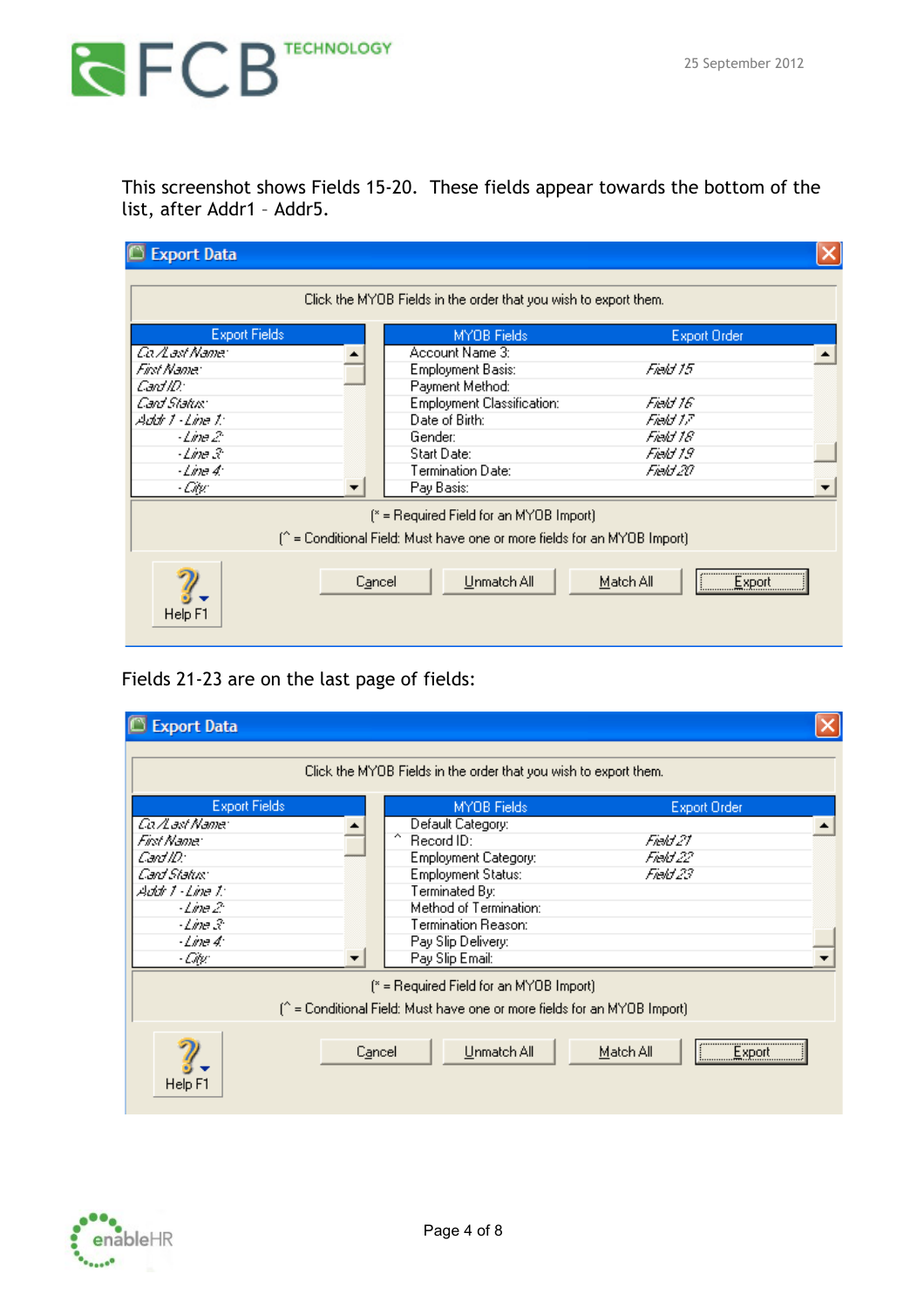This screenshot shows Fields 15-20. These fields appear towards the bottom of the list, after Addr1 – Addr5.

**Export Data**

Click the MYOB Fields in the order that you wish to export them.

| Export Fields |
| --- |
| Co./Last Name: |
| First Name: |
| Card ID: |
| Card Status: |
| Addr 1 - Line 1: |
| - Line 2: |
| - Line 3: |
| - Line 4: |
| - City: |

| MYOB Fields | Export Order |
| --- | --- |
| Account Name 3: | |
| Employment Basis: | Field 15 |
| Payment Method: | |
| Employment Classification: | Field 16 |
| Date of Birth: | Field 17 |
| Gender: | Field 18 |
| Start Date: | Field 19 |
| Termination Date: | Field 20 |
| Pay Basis: | |

(* = Required Field for an MYOB Import)
(^ = Conditional Field: Must have one or more fields for an MYOB Import)

Help F1 | Cancel | Unmatch All | Match All | Export

Fields 21-23 are on the last page of fields:

**Export Data**

Click the MYOB Fields in the order that you wish to export them.

| Export Fields |
| --- |
| Co./Last Name: |
| First Name: |
| Card ID: |
| Card Status: |
| Addr 1 - Line 1: |
| - Line 2: |
| - Line 3: |
| - Line 4: |
| - City: |

| MYOB Fields | Export Order |
| --- | --- |
| Default Category: | |
| ^ Record ID: | Field 21 |
| Employment Category: | Field 22 |
| Employment Status: | Field 23 |
| Terminated By: | |
| Method of Termination: | |
| Termination Reason: | |
| Pay Slip Delivery: | |
| Pay Slip Email: | |

(* = Required Field for an MYOB Import)
(^ = Conditional Field: Must have one or more fields for an MYOB Import)

Help F1 | Cancel | Unmatch All | Match All | Export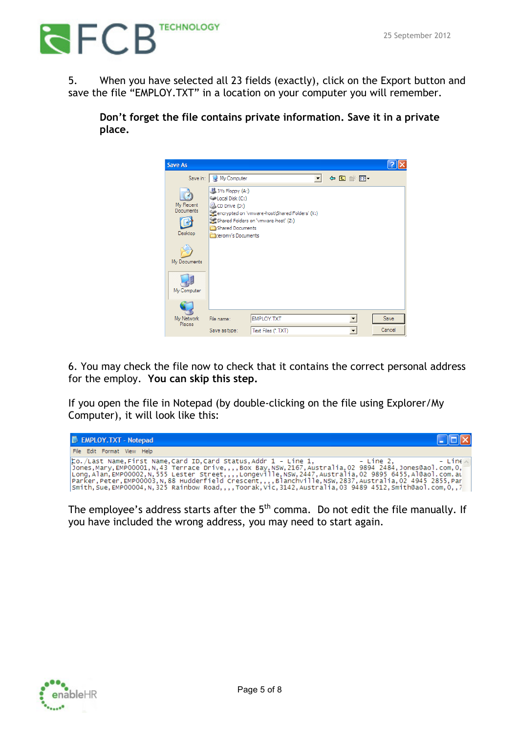5. When you have selected all 23 fields (exactly), click on the Export button and save the file "EMPLOY.TXT" in a location on your computer you will remember.

**Don't forget the file contains private information. Save it in a private place.**

6. You may check the file now to check that it contains the correct personal address for the employ. **You can skip this step.**

If you open the file in Notepad (by double-clicking on the file using Explorer/My Computer), it will look like this:

```
Co./Last Name,First Name,Card ID,Card Status,Addr 1 - Line 1,           - Line 2,           - Line
Jones,Mary,EMP00001,N,43 Terrace Drive,,,,Box Bay,NSW,2167,Australia,02 9894 2484,Jones@aol.com,0,
Long,Alan,EMP00002,N,555 Lester Street,,,,Longeville,NSW,2447,Australia,02 9895 6455,Al@aol.com.au
Parker,Peter,EMP00003,N,88 Hudderfield Crescent,,,,Blanchville,NSW,2837,Australia,02 4945 2855,Par
Smith,Sue,EMP00004,N,325 Rainbow Road,,,,Toorak,Vic,3142,Australia,03 9489 4512,Smith@aol.com,0,,7
```

The employee's address starts after the 5th comma. Do not edit the file manually. If you have included the wrong address, you may need to start again.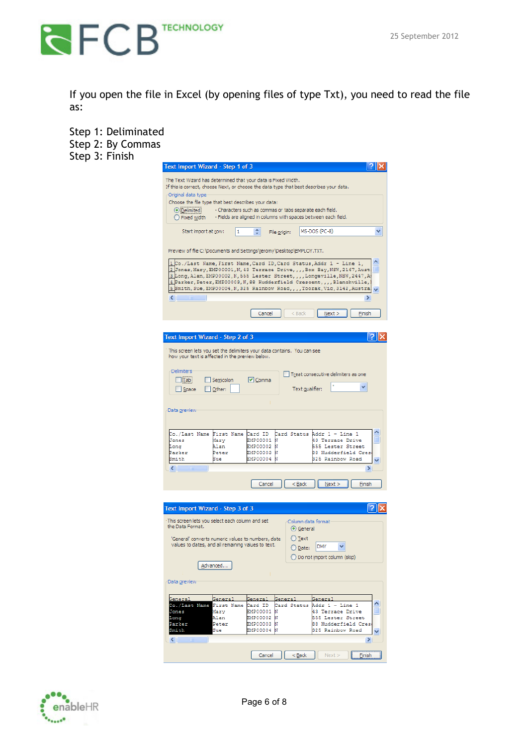If you open the file in Excel (by opening files of type Txt), you need to read the file as:

Step 1: Deliminated
Step 2: By Commas
Step 3: Finish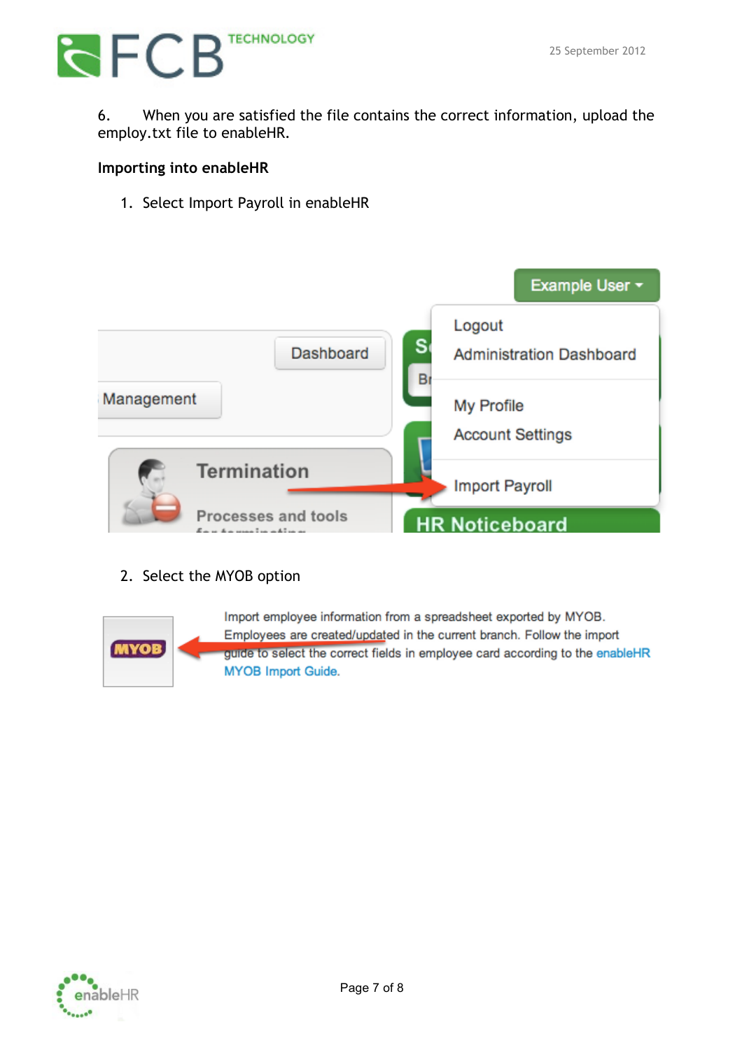6. When you are satisfied the file contains the correct information, upload the employ.txt file to enableHR.

**Importing into enableHR**

1. Select Import Payroll in enableHR

2. Select the MYOB option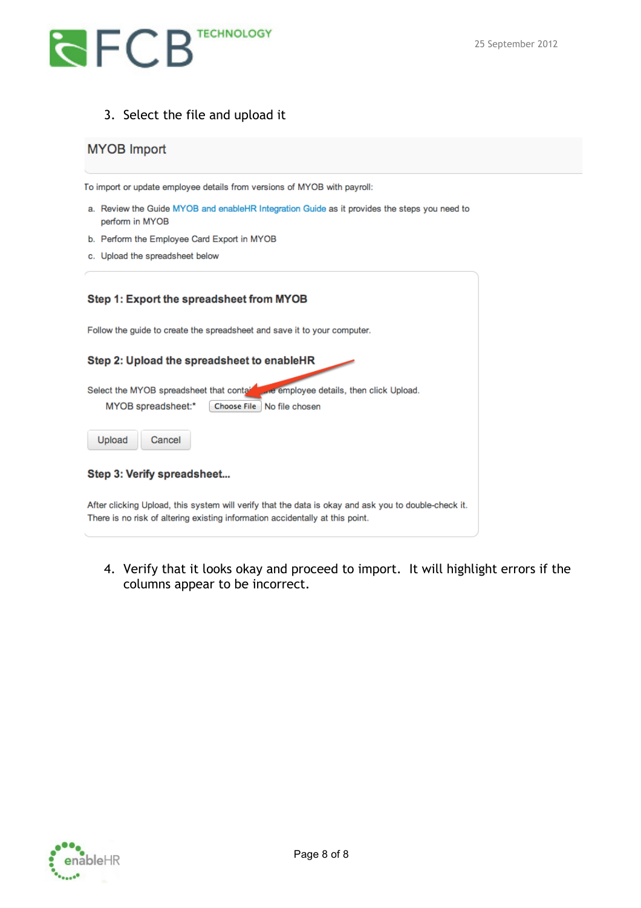3. Select the file and upload it

## MYOB Import

To import or update employee details from versions of MYOB with payroll:

a. Review the Guide MYOB and enableHR Integration Guide as it provides the steps you need to perform in MYOB
b. Perform the Employee Card Export in MYOB
c. Upload the spreadsheet below

### Step 1: Export the spreadsheet from MYOB

Follow the guide to create the spreadsheet and save it to your computer.

### Step 2: Upload the spreadsheet to enableHR

Select the MYOB spreadsheet that contains the employee details, then click Upload.

MYOB spreadsheet:* Choose File No file chosen

Upload Cancel

### Step 3: Verify spreadsheet...

After clicking Upload, this system will verify that the data is okay and ask you to double-check it. There is no risk of altering existing information accidentally at this point.

4. Verify that it looks okay and proceed to import. It will highlight errors if the columns appear to be incorrect.